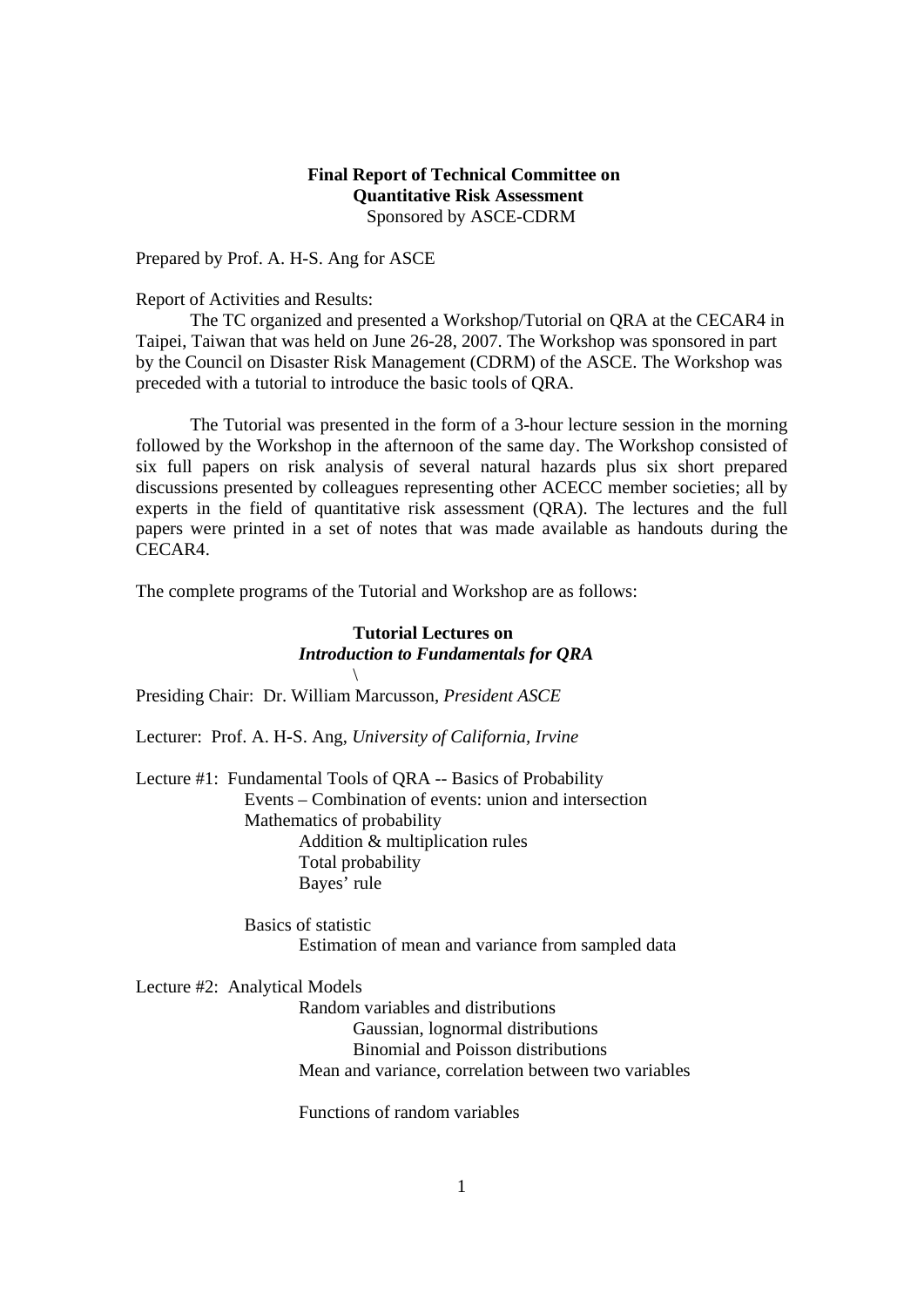**Final Report of Technical Committee on**
**Quantitative Risk Assessment**
Sponsored by ASCE-CDRM

Prepared by Prof. A. H-S. Ang for ASCE

Report of Activities and Results:

The TC organized and presented a Workshop/Tutorial on QRA at the CECAR4 in Taipei, Taiwan that was held on June 26-28, 2007. The Workshop was sponsored in part by the Council on Disaster Risk Management (CDRM) of the ASCE. The Workshop was preceded with a tutorial to introduce the basic tools of QRA.

The Tutorial was presented in the form of a 3-hour lecture session in the morning followed by the Workshop in the afternoon of the same day. The Workshop consisted of six full papers on risk analysis of several natural hazards plus six short prepared discussions presented by colleagues representing other ACECC member societies; all by experts in the field of quantitative risk assessment (QRA). The lectures and the full papers were printed in a set of notes that was made available as handouts during the CECAR4.

The complete programs of the Tutorial and Workshop are as follows:

**Tutorial Lectures on**
***Introduction to Fundamentals for QRA***
\

Presiding Chair: Dr. William Marcusson, *President ASCE*

Lecturer: Prof. A. H-S. Ang, *University of California, Irvine*

Lecture #1: Fundamental Tools of QRA -- Basics of Probability
- Events – Combination of events: union and intersection
- Mathematics of probability
  - Addition & multiplication rules
  - Total probability
  - Bayes' rule
- Basics of statistic
  - Estimation of mean and variance from sampled data

Lecture #2: Analytical Models
- Random variables and distributions
  - Gaussian, lognormal distributions
  - Binomial and Poisson distributions
- Mean and variance, correlation between two variables
- Functions of random variables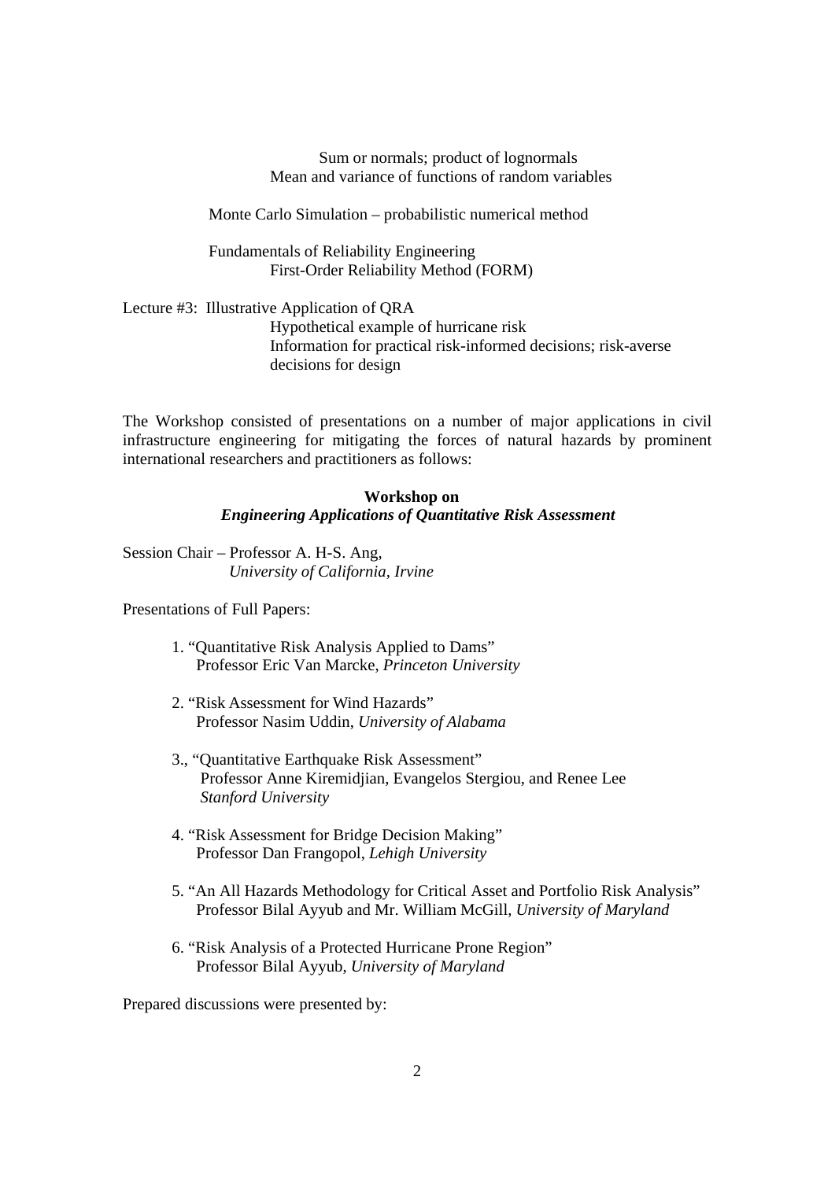Sum or normals; product of lognormals
Mean and variance of functions of random variables

Monte Carlo Simulation – probabilistic numerical method

Fundamentals of Reliability Engineering
First-Order Reliability Method (FORM)

Lecture #3: Illustrative Application of QRA
Hypothetical example of hurricane risk
Information for practical risk-informed decisions; risk-averse decisions for design

The Workshop consisted of presentations on a number of major applications in civil infrastructure engineering for mitigating the forces of natural hazards by prominent international researchers and practitioners as follows:

**Workshop on**
***Engineering Applications of Quantitative Risk Assessment***

Session Chair – Professor A. H-S. Ang,
*University of California, Irvine*

Presentations of Full Papers:

1. "Quantitative Risk Analysis Applied to Dams"
   Professor Eric Van Marcke, *Princeton University*

2. "Risk Assessment for Wind Hazards"
   Professor Nasim Uddin, *University of Alabama*

3., "Quantitative Earthquake Risk Assessment"
   Professor Anne Kiremidjian, Evangelos Stergiou, and Renee Lee
   *Stanford University*

4. "Risk Assessment for Bridge Decision Making"
   Professor Dan Frangopol, *Lehigh University*

5. "An All Hazards Methodology for Critical Asset and Portfolio Risk Analysis"
   Professor Bilal Ayyub and Mr. William McGill, *University of Maryland*

6. "Risk Analysis of a Protected Hurricane Prone Region"
   Professor Bilal Ayyub, *University of Maryland*

Prepared discussions were presented by: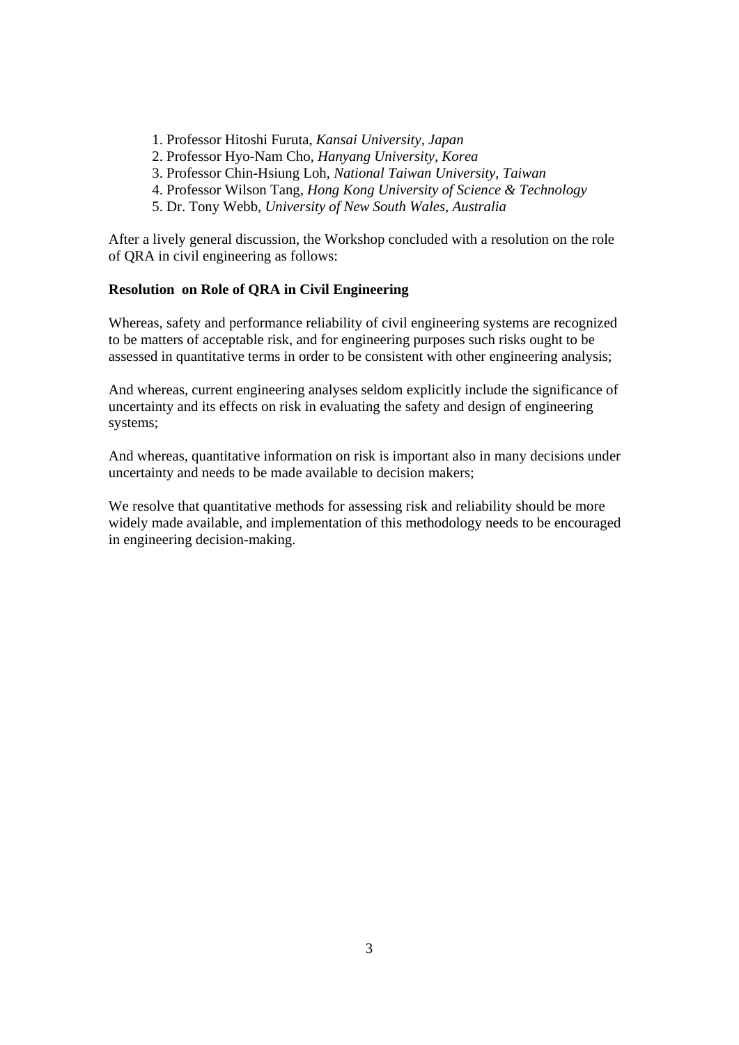1. Professor Hitoshi Furuta, *Kansai University, Japan*
2. Professor Hyo-Nam Cho, *Hanyang University, Korea*
3. Professor Chin-Hsiung Loh, *National Taiwan University, Taiwan*
4. Professor Wilson Tang, *Hong Kong University of Science & Technology*
5. Dr. Tony Webb, *University of New South Wales, Australia*

After a lively general discussion, the Workshop concluded with a resolution on the role of QRA in civil engineering as follows:

**Resolution on Role of QRA in Civil Engineering**

Whereas, safety and performance reliability of civil engineering systems are recognized to be matters of acceptable risk, and for engineering purposes such risks ought to be assessed in quantitative terms in order to be consistent with other engineering analysis;

And whereas, current engineering analyses seldom explicitly include the significance of uncertainty and its effects on risk in evaluating the safety and design of engineering systems;

And whereas, quantitative information on risk is important also in many decisions under uncertainty and needs to be made available to decision makers;

We resolve that quantitative methods for assessing risk and reliability should be more widely made available, and implementation of this methodology needs to be encouraged in engineering decision-making.